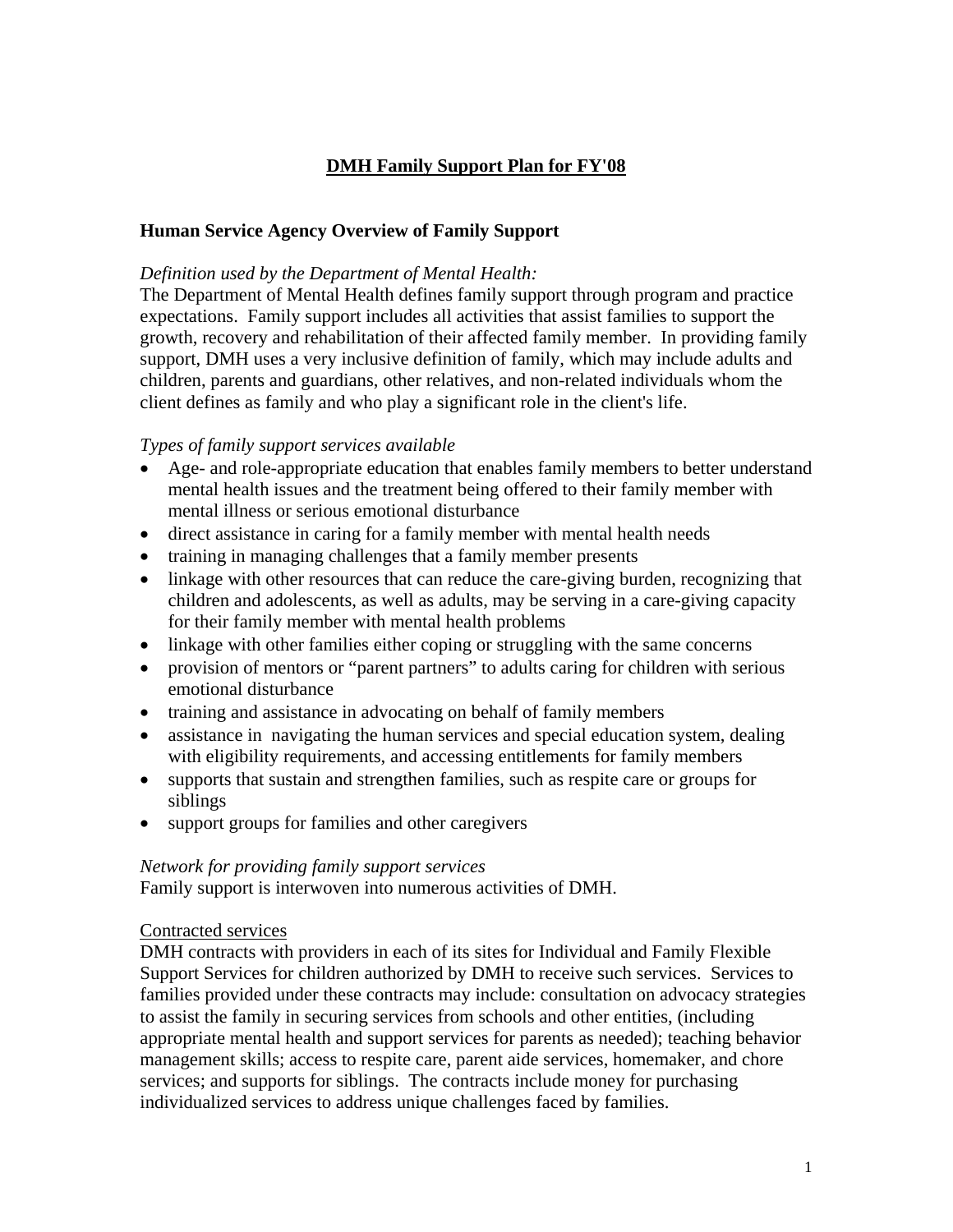# DMH Family Support Plan for FY'08

## Human Service Agency Overview of Family Support

*Definition used by the Department of Mental Health:*

The Department of Mental Health defines family support through program and practice expectations. Family support includes all activities that assist families to support the growth, recovery and rehabilitation of their affected family member. In providing family support, DMH uses a very inclusive definition of family, which may include adults and children, parents and guardians, other relatives, and non-related individuals whom the client defines as family and who play a significant role in the client's life.

*Types of family support services available*

- Age- and role-appropriate education that enables family members to better understand mental health issues and the treatment being offered to their family member with mental illness or serious emotional disturbance
- direct assistance in caring for a family member with mental health needs
- training in managing challenges that a family member presents
- linkage with other resources that can reduce the care-giving burden, recognizing that children and adolescents, as well as adults, may be serving in a care-giving capacity for their family member with mental health problems
- linkage with other families either coping or struggling with the same concerns
- provision of mentors or "parent partners" to adults caring for children with serious emotional disturbance
- training and assistance in advocating on behalf of family members
- assistance in navigating the human services and special education system, dealing with eligibility requirements, and accessing entitlements for family members
- supports that sustain and strengthen families, such as respite care or groups for siblings
- support groups for families and other caregivers

*Network for providing family support services*

Family support is interwoven into numerous activities of DMH.

<u>Contracted services</u>

DMH contracts with providers in each of its sites for Individual and Family Flexible Support Services for children authorized by DMH to receive such services. Services to families provided under these contracts may include: consultation on advocacy strategies to assist the family in securing services from schools and other entities, (including appropriate mental health and support services for parents as needed); teaching behavior management skills; access to respite care, parent aide services, homemaker, and chore services; and supports for siblings. The contracts include money for purchasing individualized services to address unique challenges faced by families.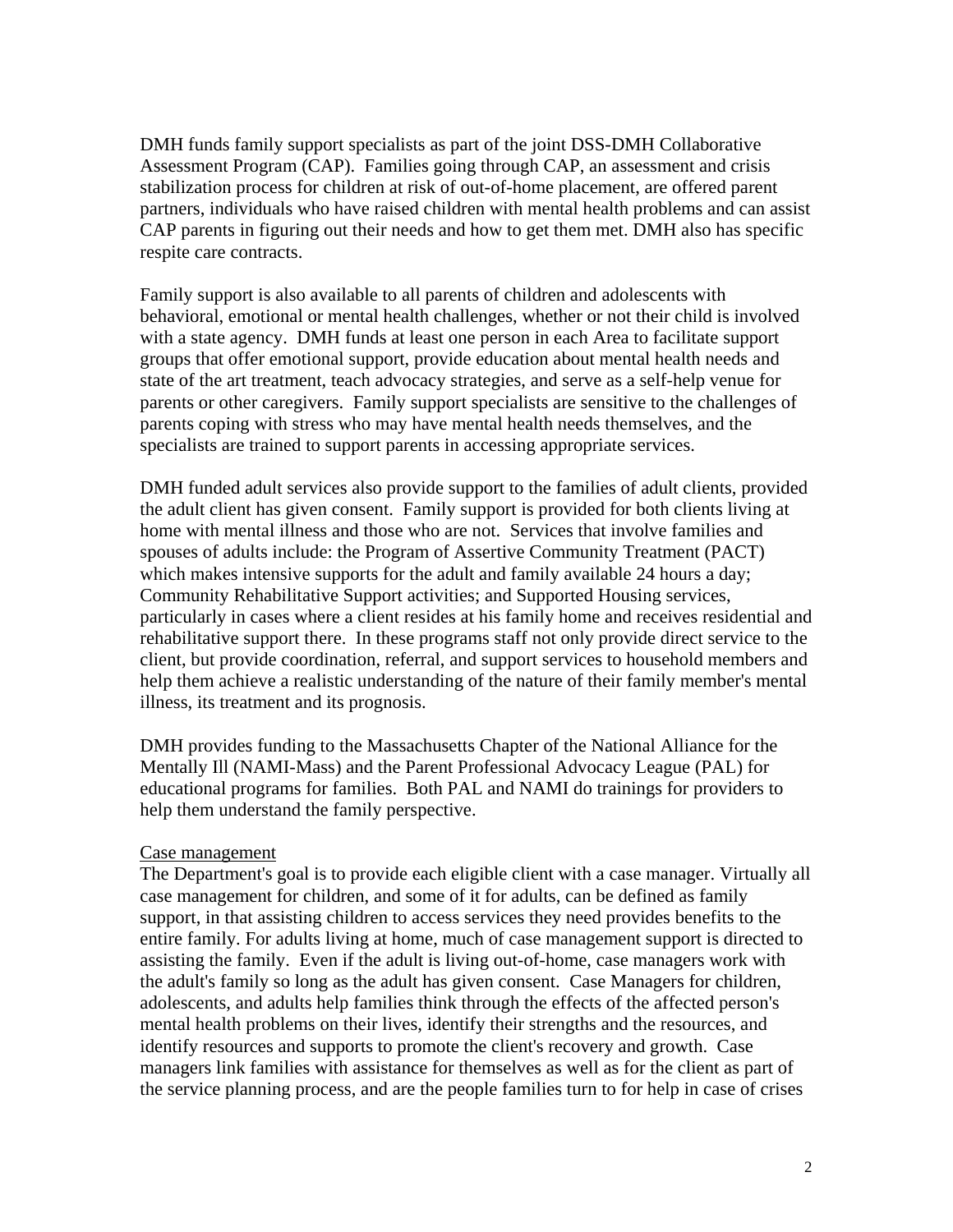DMH funds family support specialists as part of the joint DSS-DMH Collaborative Assessment Program (CAP). Families going through CAP, an assessment and crisis stabilization process for children at risk of out-of-home placement, are offered parent partners, individuals who have raised children with mental health problems and can assist CAP parents in figuring out their needs and how to get them met. DMH also has specific respite care contracts.

Family support is also available to all parents of children and adolescents with behavioral, emotional or mental health challenges, whether or not their child is involved with a state agency. DMH funds at least one person in each Area to facilitate support groups that offer emotional support, provide education about mental health needs and state of the art treatment, teach advocacy strategies, and serve as a self-help venue for parents or other caregivers. Family support specialists are sensitive to the challenges of parents coping with stress who may have mental health needs themselves, and the specialists are trained to support parents in accessing appropriate services.

DMH funded adult services also provide support to the families of adult clients, provided the adult client has given consent. Family support is provided for both clients living at home with mental illness and those who are not. Services that involve families and spouses of adults include: the Program of Assertive Community Treatment (PACT) which makes intensive supports for the adult and family available 24 hours a day; Community Rehabilitative Support activities; and Supported Housing services, particularly in cases where a client resides at his family home and receives residential and rehabilitative support there. In these programs staff not only provide direct service to the client, but provide coordination, referral, and support services to household members and help them achieve a realistic understanding of the nature of their family member's mental illness, its treatment and its prognosis.

DMH provides funding to the Massachusetts Chapter of the National Alliance for the Mentally Ill (NAMI-Mass) and the Parent Professional Advocacy League (PAL) for educational programs for families. Both PAL and NAMI do trainings for providers to help them understand the family perspective.

Case management

The Department's goal is to provide each eligible client with a case manager. Virtually all case management for children, and some of it for adults, can be defined as family support, in that assisting children to access services they need provides benefits to the entire family. For adults living at home, much of case management support is directed to assisting the family. Even if the adult is living out-of-home, case managers work with the adult's family so long as the adult has given consent. Case Managers for children, adolescents, and adults help families think through the effects of the affected person's mental health problems on their lives, identify their strengths and the resources, and identify resources and supports to promote the client's recovery and growth. Case managers link families with assistance for themselves as well as for the client as part of the service planning process, and are the people families turn to for help in case of crises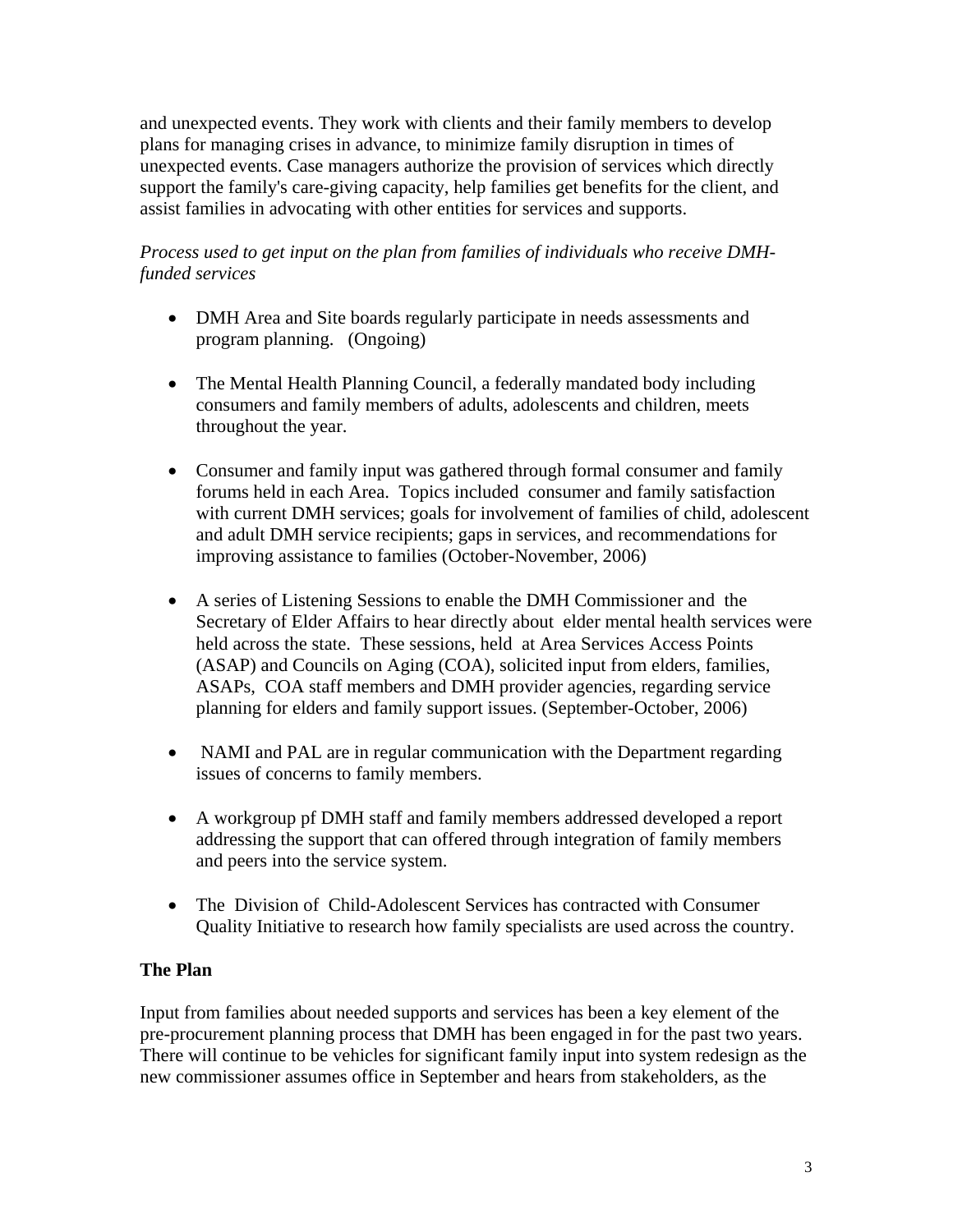and unexpected events. They work with clients and their family members to develop plans for managing crises in advance, to minimize family disruption in times of unexpected events. Case managers authorize the provision of services which directly support the family's care-giving capacity, help families get benefits for the client, and assist families in advocating with other entities for services and supports.

*Process used to get input on the plan from families of individuals who receive DMH-funded services*

- DMH Area and Site boards regularly participate in needs assessments and program planning. (Ongoing)

- The Mental Health Planning Council, a federally mandated body including consumers and family members of adults, adolescents and children, meets throughout the year.

- Consumer and family input was gathered through formal consumer and family forums held in each Area. Topics included consumer and family satisfaction with current DMH services; goals for involvement of families of child, adolescent and adult DMH service recipients; gaps in services, and recommendations for improving assistance to families (October-November, 2006)

- A series of Listening Sessions to enable the DMH Commissioner and the Secretary of Elder Affairs to hear directly about elder mental health services were held across the state. These sessions, held at Area Services Access Points (ASAP) and Councils on Aging (COA), solicited input from elders, families, ASAPs, COA staff members and DMH provider agencies, regarding service planning for elders and family support issues. (September-October, 2006)

- NAMI and PAL are in regular communication with the Department regarding issues of concerns to family members.

- A workgroup pf DMH staff and family members addressed developed a report addressing the support that can offered through integration of family members and peers into the service system.

- The Division of Child-Adolescent Services has contracted with Consumer Quality Initiative to research how family specialists are used across the country.

**The Plan**

Input from families about needed supports and services has been a key element of the pre-procurement planning process that DMH has been engaged in for the past two years. There will continue to be vehicles for significant family input into system redesign as the new commissioner assumes office in September and hears from stakeholders, as the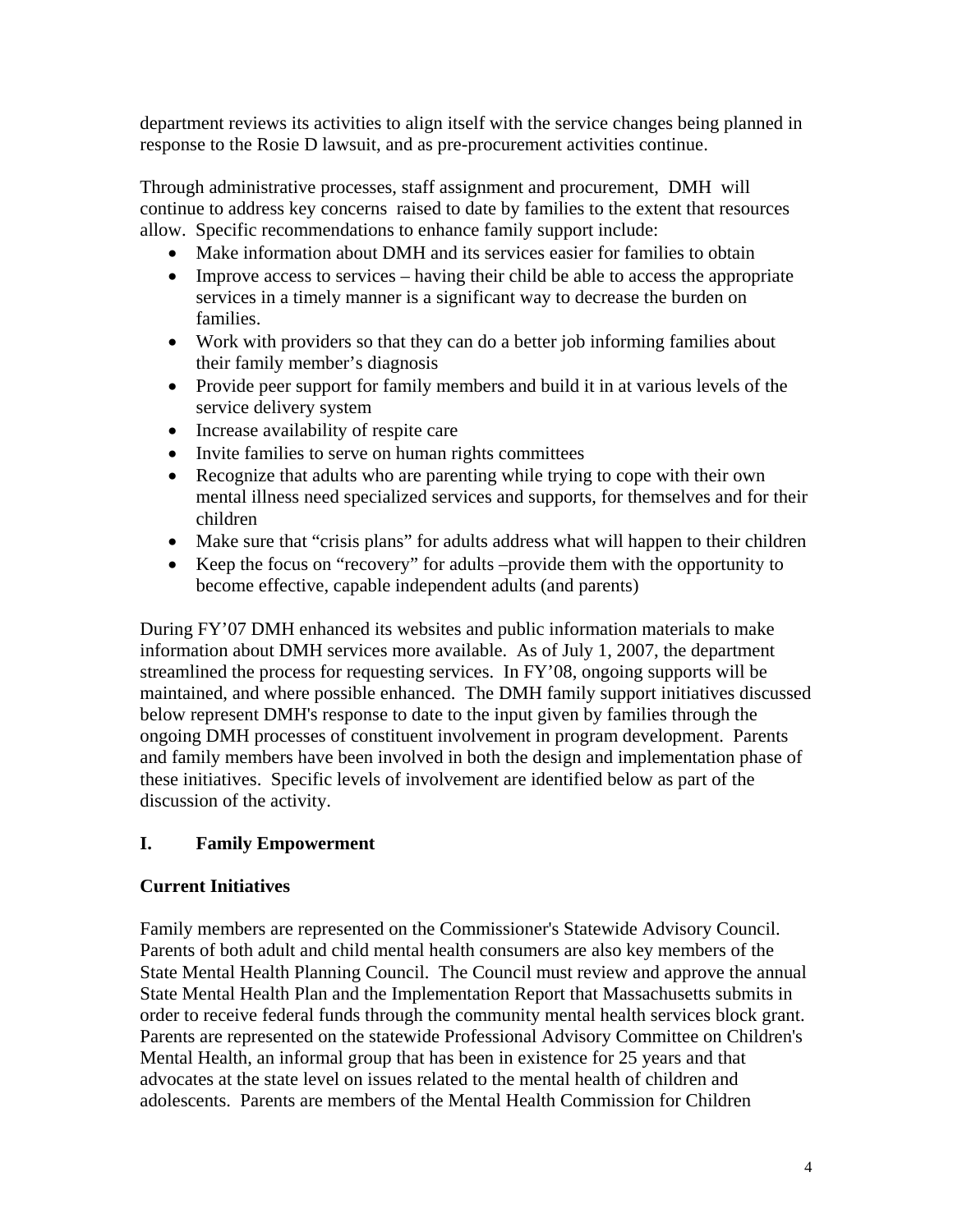department reviews its activities to align itself with the service changes being planned in response to the Rosie D lawsuit, and as pre-procurement activities continue.

Through administrative processes, staff assignment and procurement, DMH will continue to address key concerns raised to date by families to the extent that resources allow. Specific recommendations to enhance family support include:

- Make information about DMH and its services easier for families to obtain
- Improve access to services – having their child be able to access the appropriate services in a timely manner is a significant way to decrease the burden on families.
- Work with providers so that they can do a better job informing families about their family member's diagnosis
- Provide peer support for family members and build it in at various levels of the service delivery system
- Increase availability of respite care
- Invite families to serve on human rights committees
- Recognize that adults who are parenting while trying to cope with their own mental illness need specialized services and supports, for themselves and for their children
- Make sure that "crisis plans" for adults address what will happen to their children
- Keep the focus on "recovery" for adults –provide them with the opportunity to become effective, capable independent adults (and parents)

During FY'07 DMH enhanced its websites and public information materials to make information about DMH services more available. As of July 1, 2007, the department streamlined the process for requesting services. In FY'08, ongoing supports will be maintained, and where possible enhanced. The DMH family support initiatives discussed below represent DMH's response to date to the input given by families through the ongoing DMH processes of constituent involvement in program development. Parents and family members have been involved in both the design and implementation phase of these initiatives. Specific levels of involvement are identified below as part of the discussion of the activity.

## I. Family Empowerment

### Current Initiatives

Family members are represented on the Commissioner's Statewide Advisory Council. Parents of both adult and child mental health consumers are also key members of the State Mental Health Planning Council. The Council must review and approve the annual State Mental Health Plan and the Implementation Report that Massachusetts submits in order to receive federal funds through the community mental health services block grant. Parents are represented on the statewide Professional Advisory Committee on Children's Mental Health, an informal group that has been in existence for 25 years and that advocates at the state level on issues related to the mental health of children and adolescents. Parents are members of the Mental Health Commission for Children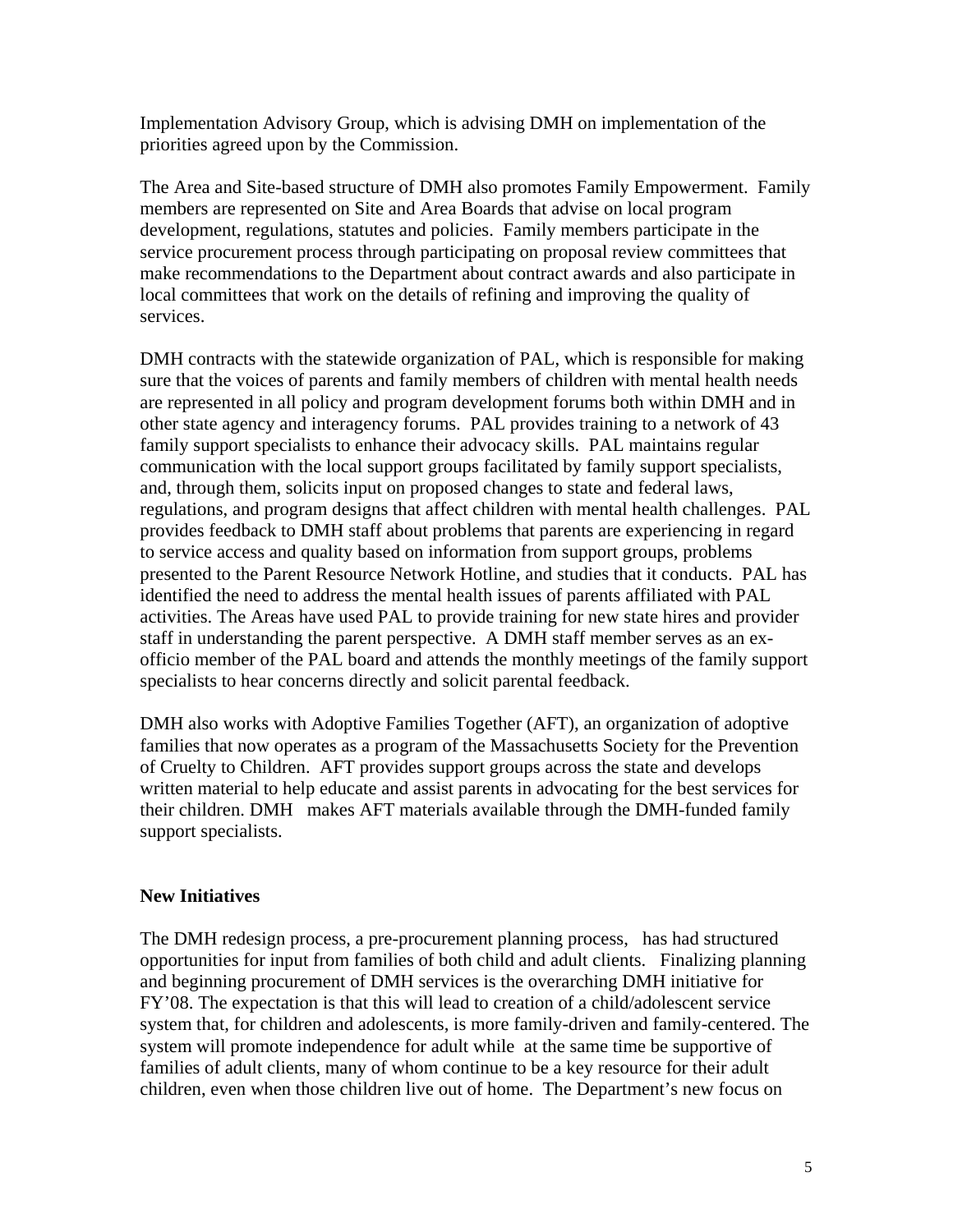Implementation Advisory Group, which is advising DMH on implementation of the priorities agreed upon by the Commission.

The Area and Site-based structure of DMH also promotes Family Empowerment. Family members are represented on Site and Area Boards that advise on local program development, regulations, statutes and policies. Family members participate in the service procurement process through participating on proposal review committees that make recommendations to the Department about contract awards and also participate in local committees that work on the details of refining and improving the quality of services.

DMH contracts with the statewide organization of PAL, which is responsible for making sure that the voices of parents and family members of children with mental health needs are represented in all policy and program development forums both within DMH and in other state agency and interagency forums. PAL provides training to a network of 43 family support specialists to enhance their advocacy skills. PAL maintains regular communication with the local support groups facilitated by family support specialists, and, through them, solicits input on proposed changes to state and federal laws, regulations, and program designs that affect children with mental health challenges. PAL provides feedback to DMH staff about problems that parents are experiencing in regard to service access and quality based on information from support groups, problems presented to the Parent Resource Network Hotline, and studies that it conducts. PAL has identified the need to address the mental health issues of parents affiliated with PAL activities. The Areas have used PAL to provide training for new state hires and provider staff in understanding the parent perspective. A DMH staff member serves as an ex-officio member of the PAL board and attends the monthly meetings of the family support specialists to hear concerns directly and solicit parental feedback.

DMH also works with Adoptive Families Together (AFT), an organization of adoptive families that now operates as a program of the Massachusetts Society for the Prevention of Cruelty to Children. AFT provides support groups across the state and develops written material to help educate and assist parents in advocating for the best services for their children. DMH makes AFT materials available through the DMH-funded family support specialists.

**New Initiatives**

The DMH redesign process, a pre-procurement planning process, has had structured opportunities for input from families of both child and adult clients. Finalizing planning and beginning procurement of DMH services is the overarching DMH initiative for FY'08. The expectation is that this will lead to creation of a child/adolescent service system that, for children and adolescents, is more family-driven and family-centered. The system will promote independence for adult while at the same time be supportive of families of adult clients, many of whom continue to be a key resource for their adult children, even when those children live out of home. The Department's new focus on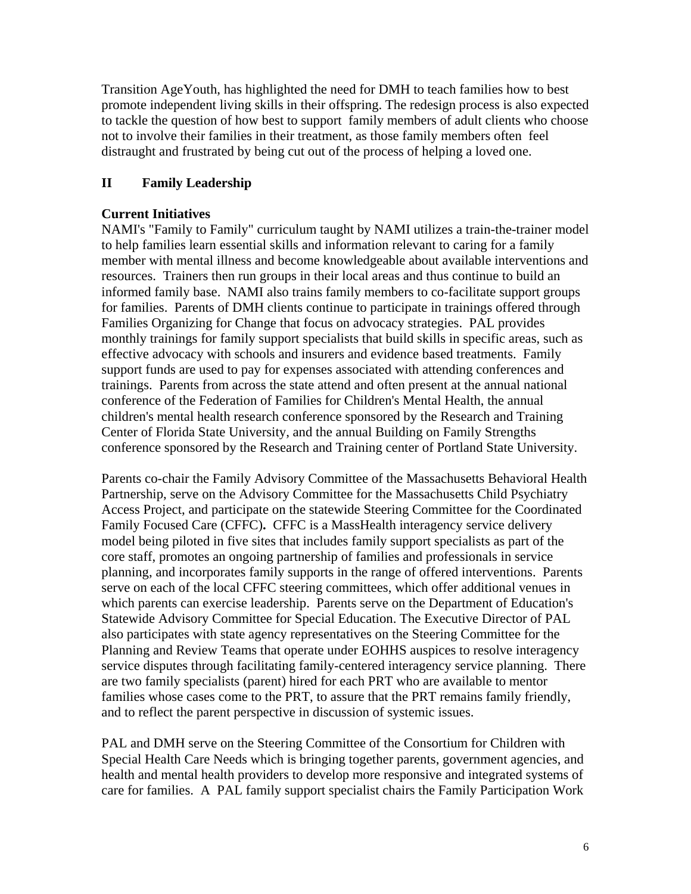Transition AgeYouth, has highlighted the need for DMH to teach families how to best promote independent living skills in their offspring. The redesign process is also expected to tackle the question of how best to support family members of adult clients who choose not to involve their families in their treatment, as those family members often feel distraught and frustrated by being cut out of the process of helping a loved one.

## II Family Leadership

### Current Initiatives

NAMI's "Family to Family" curriculum taught by NAMI utilizes a train-the-trainer model to help families learn essential skills and information relevant to caring for a family member with mental illness and become knowledgeable about available interventions and resources. Trainers then run groups in their local areas and thus continue to build an informed family base. NAMI also trains family members to co-facilitate support groups for families. Parents of DMH clients continue to participate in trainings offered through Families Organizing for Change that focus on advocacy strategies. PAL provides monthly trainings for family support specialists that build skills in specific areas, such as effective advocacy with schools and insurers and evidence based treatments. Family support funds are used to pay for expenses associated with attending conferences and trainings. Parents from across the state attend and often present at the annual national conference of the Federation of Families for Children's Mental Health, the annual children's mental health research conference sponsored by the Research and Training Center of Florida State University, and the annual Building on Family Strengths conference sponsored by the Research and Training center of Portland State University.

Parents co-chair the Family Advisory Committee of the Massachusetts Behavioral Health Partnership, serve on the Advisory Committee for the Massachusetts Child Psychiatry Access Project, and participate on the statewide Steering Committee for the Coordinated Family Focused Care (CFFC)**.** CFFC is a MassHealth interagency service delivery model being piloted in five sites that includes family support specialists as part of the core staff, promotes an ongoing partnership of families and professionals in service planning, and incorporates family supports in the range of offered interventions. Parents serve on each of the local CFFC steering committees, which offer additional venues in which parents can exercise leadership. Parents serve on the Department of Education's Statewide Advisory Committee for Special Education. The Executive Director of PAL also participates with state agency representatives on the Steering Committee for the Planning and Review Teams that operate under EOHHS auspices to resolve interagency service disputes through facilitating family-centered interagency service planning. There are two family specialists (parent) hired for each PRT who are available to mentor families whose cases come to the PRT, to assure that the PRT remains family friendly, and to reflect the parent perspective in discussion of systemic issues.

PAL and DMH serve on the Steering Committee of the Consortium for Children with Special Health Care Needs which is bringing together parents, government agencies, and health and mental health providers to develop more responsive and integrated systems of care for families. A PAL family support specialist chairs the Family Participation Work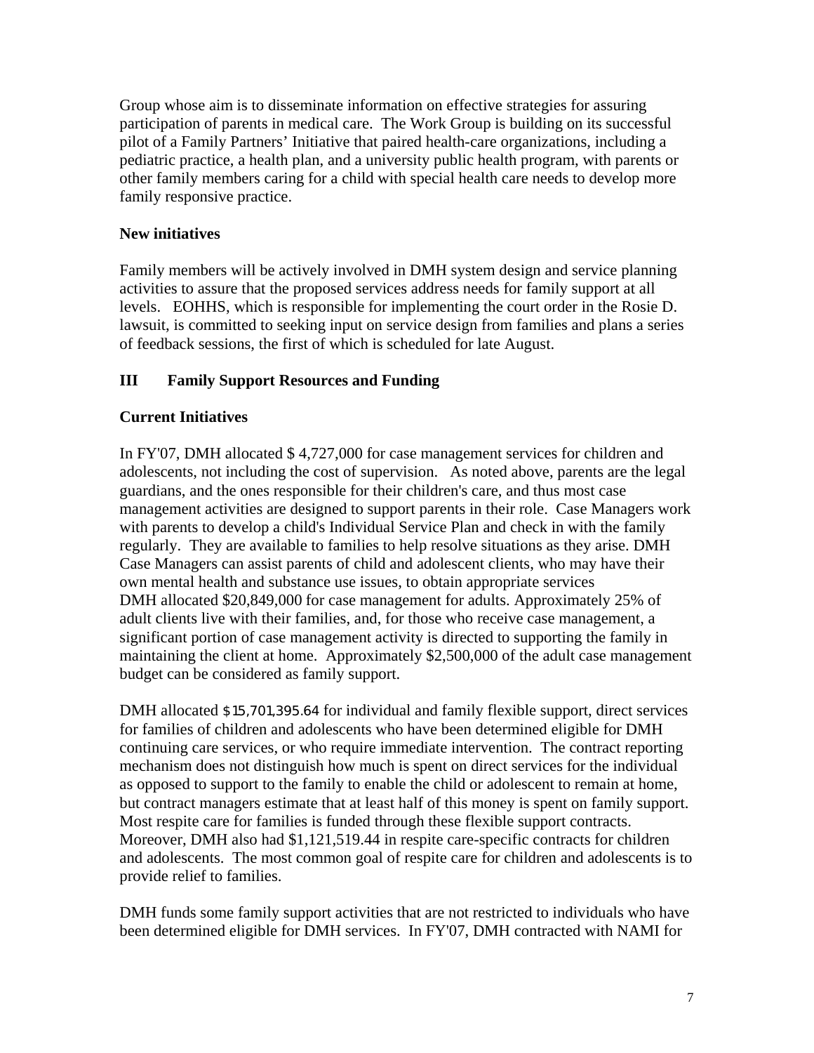Group whose aim is to disseminate information on effective strategies for assuring participation of parents in medical care. The Work Group is building on its successful pilot of a Family Partners' Initiative that paired health-care organizations, including a pediatric practice, a health plan, and a university public health program, with parents or other family members caring for a child with special health care needs to develop more family responsive practice.

**New initiatives**

Family members will be actively involved in DMH system design and service planning activities to assure that the proposed services address needs for family support at all levels. EOHHS, which is responsible for implementing the court order in the Rosie D. lawsuit, is committed to seeking input on service design from families and plans a series of feedback sessions, the first of which is scheduled for late August.

## III Family Support Resources and Funding

**Current Initiatives**

In FY'07, DMH allocated $ 4,727,000 for case management services for children and adolescents, not including the cost of supervision. As noted above, parents are the legal guardians, and the ones responsible for their children's care, and thus most case management activities are designed to support parents in their role. Case Managers work with parents to develop a child's Individual Service Plan and check in with the family regularly. They are available to families to help resolve situations as they arise. DMH Case Managers can assist parents of child and adolescent clients, who may have their own mental health and substance use issues, to obtain appropriate services
DMH allocated $20,849,000 for case management for adults. Approximately 25% of adult clients live with their families, and, for those who receive case management, a significant portion of case management activity is directed to supporting the family in maintaining the client at home. Approximately $2,500,000 of the adult case management budget can be considered as family support.

DMH allocated $15,701,395.64 for individual and family flexible support, direct services for families of children and adolescents who have been determined eligible for DMH continuing care services, or who require immediate intervention. The contract reporting mechanism does not distinguish how much is spent on direct services for the individual as opposed to support to the family to enable the child or adolescent to remain at home, but contract managers estimate that at least half of this money is spent on family support. Most respite care for families is funded through these flexible support contracts. Moreover, DMH also had $1,121,519.44 in respite care-specific contracts for children and adolescents. The most common goal of respite care for children and adolescents is to provide relief to families.

DMH funds some family support activities that are not restricted to individuals who have been determined eligible for DMH services. In FY'07, DMH contracted with NAMI for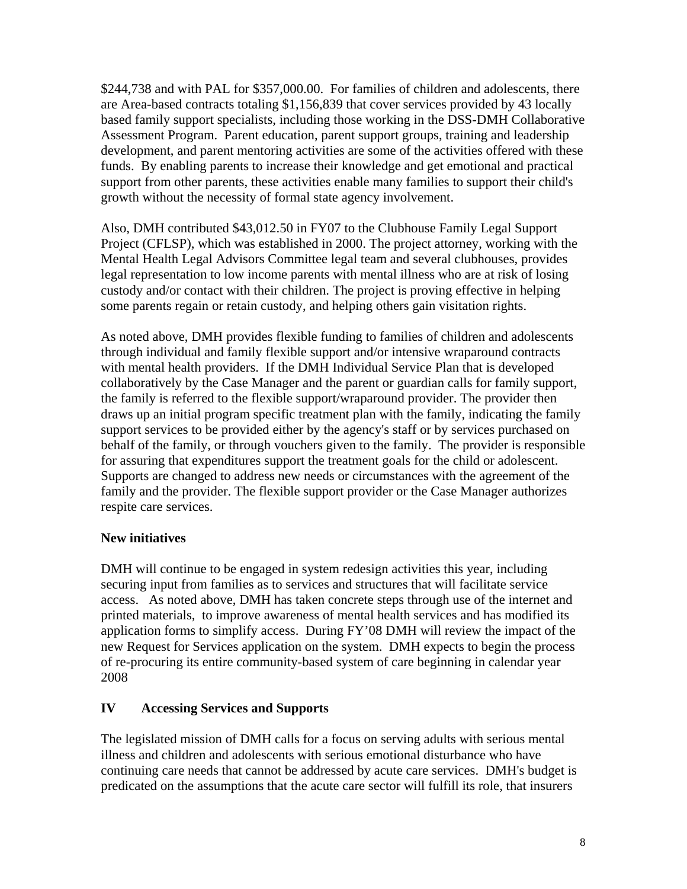$244,738 and with PAL for $357,000.00. For families of children and adolescents, there are Area-based contracts totaling $1,156,839 that cover services provided by 43 locally based family support specialists, including those working in the DSS-DMH Collaborative Assessment Program. Parent education, parent support groups, training and leadership development, and parent mentoring activities are some of the activities offered with these funds. By enabling parents to increase their knowledge and get emotional and practical support from other parents, these activities enable many families to support their child's growth without the necessity of formal state agency involvement.

Also, DMH contributed $43,012.50 in FY07 to the Clubhouse Family Legal Support Project (CFLSP), which was established in 2000. The project attorney, working with the Mental Health Legal Advisors Committee legal team and several clubhouses, provides legal representation to low income parents with mental illness who are at risk of losing custody and/or contact with their children. The project is proving effective in helping some parents regain or retain custody, and helping others gain visitation rights.

As noted above, DMH provides flexible funding to families of children and adolescents through individual and family flexible support and/or intensive wraparound contracts with mental health providers. If the DMH Individual Service Plan that is developed collaboratively by the Case Manager and the parent or guardian calls for family support, the family is referred to the flexible support/wraparound provider. The provider then draws up an initial program specific treatment plan with the family, indicating the family support services to be provided either by the agency's staff or by services purchased on behalf of the family, or through vouchers given to the family. The provider is responsible for assuring that expenditures support the treatment goals for the child or adolescent. Supports are changed to address new needs or circumstances with the agreement of the family and the provider. The flexible support provider or the Case Manager authorizes respite care services.

**New initiatives**

DMH will continue to be engaged in system redesign activities this year, including securing input from families as to services and structures that will facilitate service access. As noted above, DMH has taken concrete steps through use of the internet and printed materials, to improve awareness of mental health services and has modified its application forms to simplify access. During FY'08 DMH will review the impact of the new Request for Services application on the system. DMH expects to begin the process of re-procuring its entire community-based system of care beginning in calendar year 2008

## IV Accessing Services and Supports

The legislated mission of DMH calls for a focus on serving adults with serious mental illness and children and adolescents with serious emotional disturbance who have continuing care needs that cannot be addressed by acute care services. DMH's budget is predicated on the assumptions that the acute care sector will fulfill its role, that insurers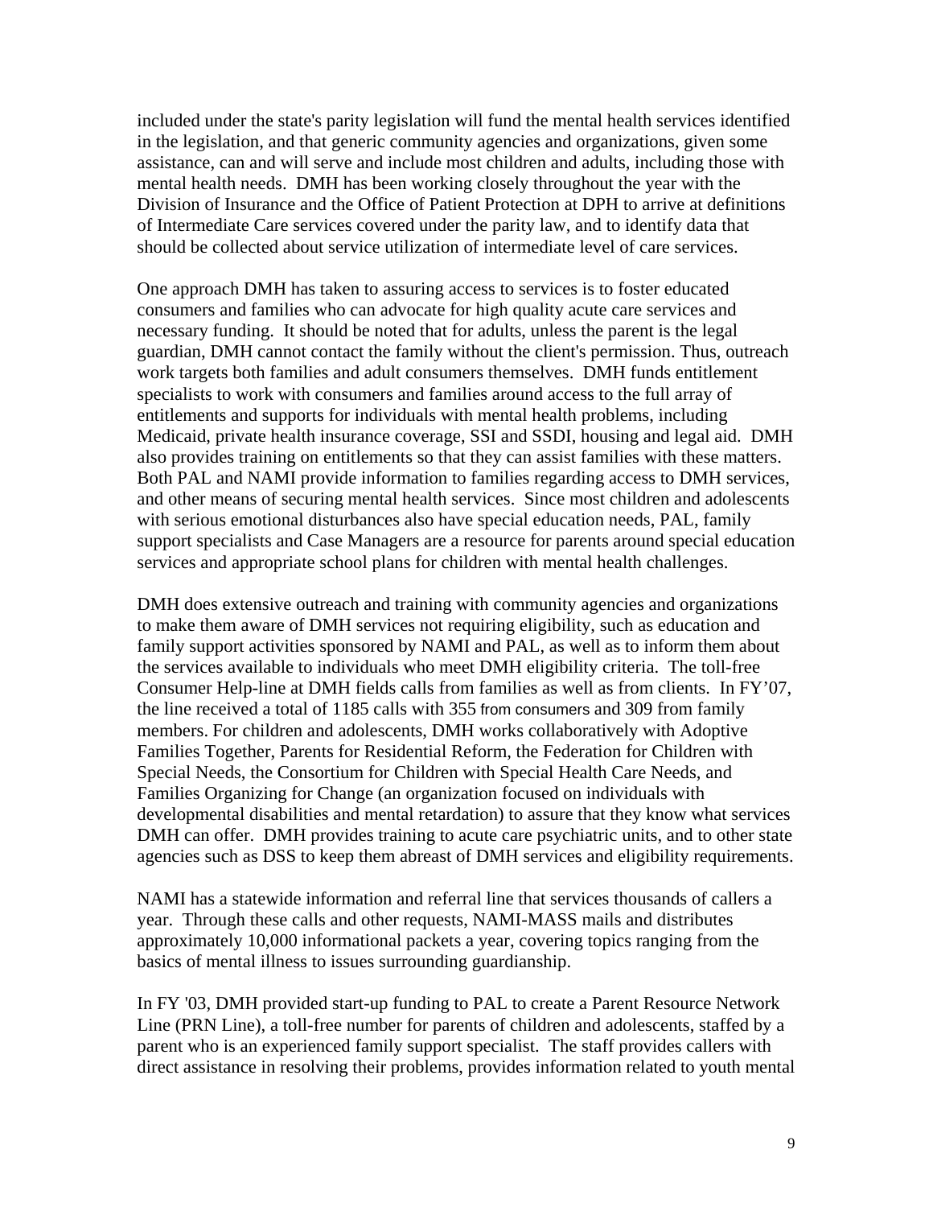included under the state's parity legislation will fund the mental health services identified in the legislation, and that generic community agencies and organizations, given some assistance, can and will serve and include most children and adults, including those with mental health needs. DMH has been working closely throughout the year with the Division of Insurance and the Office of Patient Protection at DPH to arrive at definitions of Intermediate Care services covered under the parity law, and to identify data that should be collected about service utilization of intermediate level of care services.

One approach DMH has taken to assuring access to services is to foster educated consumers and families who can advocate for high quality acute care services and necessary funding. It should be noted that for adults, unless the parent is the legal guardian, DMH cannot contact the family without the client's permission. Thus, outreach work targets both families and adult consumers themselves. DMH funds entitlement specialists to work with consumers and families around access to the full array of entitlements and supports for individuals with mental health problems, including Medicaid, private health insurance coverage, SSI and SSDI, housing and legal aid. DMH also provides training on entitlements so that they can assist families with these matters. Both PAL and NAMI provide information to families regarding access to DMH services, and other means of securing mental health services. Since most children and adolescents with serious emotional disturbances also have special education needs, PAL, family support specialists and Case Managers are a resource for parents around special education services and appropriate school plans for children with mental health challenges.

DMH does extensive outreach and training with community agencies and organizations to make them aware of DMH services not requiring eligibility, such as education and family support activities sponsored by NAMI and PAL, as well as to inform them about the services available to individuals who meet DMH eligibility criteria. The toll-free Consumer Help-line at DMH fields calls from families as well as from clients. In FY'07, the line received a total of 1185 calls with 355 from consumers and 309 from family members. For children and adolescents, DMH works collaboratively with Adoptive Families Together, Parents for Residential Reform, the Federation for Children with Special Needs, the Consortium for Children with Special Health Care Needs, and Families Organizing for Change (an organization focused on individuals with developmental disabilities and mental retardation) to assure that they know what services DMH can offer. DMH provides training to acute care psychiatric units, and to other state agencies such as DSS to keep them abreast of DMH services and eligibility requirements.

NAMI has a statewide information and referral line that services thousands of callers a year. Through these calls and other requests, NAMI-MASS mails and distributes approximately 10,000 informational packets a year, covering topics ranging from the basics of mental illness to issues surrounding guardianship.

In FY '03, DMH provided start-up funding to PAL to create a Parent Resource Network Line (PRN Line), a toll-free number for parents of children and adolescents, staffed by a parent who is an experienced family support specialist. The staff provides callers with direct assistance in resolving their problems, provides information related to youth mental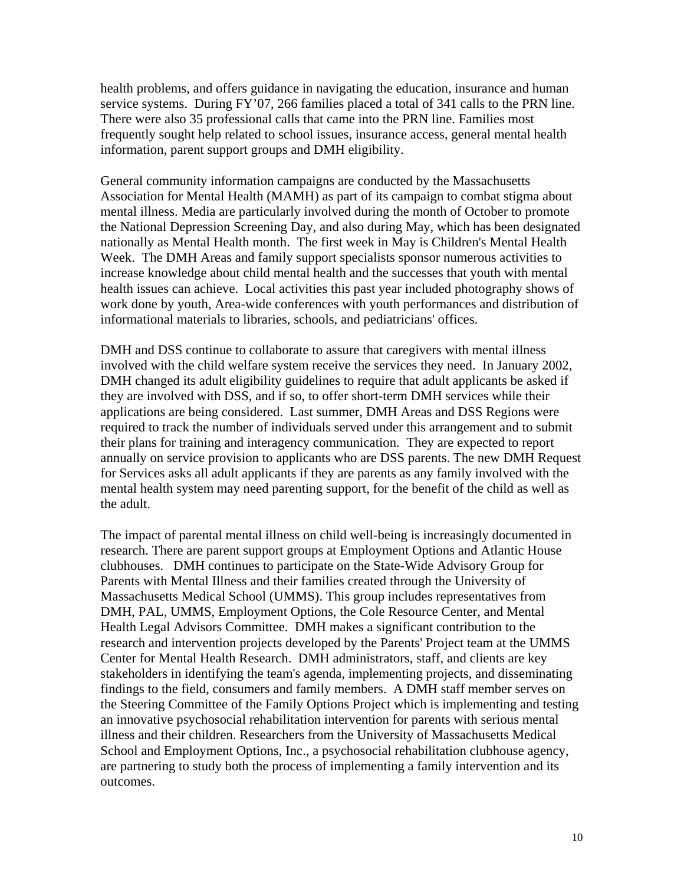health problems, and offers guidance in navigating the education, insurance and human service systems. During FY'07, 266 families placed a total of 341 calls to the PRN line. There were also 35 professional calls that came into the PRN line. Families most frequently sought help related to school issues, insurance access, general mental health information, parent support groups and DMH eligibility.

General community information campaigns are conducted by the Massachusetts Association for Mental Health (MAMH) as part of its campaign to combat stigma about mental illness. Media are particularly involved during the month of October to promote the National Depression Screening Day, and also during May, which has been designated nationally as Mental Health month. The first week in May is Children's Mental Health Week. The DMH Areas and family support specialists sponsor numerous activities to increase knowledge about child mental health and the successes that youth with mental health issues can achieve. Local activities this past year included photography shows of work done by youth, Area-wide conferences with youth performances and distribution of informational materials to libraries, schools, and pediatricians' offices.

DMH and DSS continue to collaborate to assure that caregivers with mental illness involved with the child welfare system receive the services they need. In January 2002, DMH changed its adult eligibility guidelines to require that adult applicants be asked if they are involved with DSS, and if so, to offer short-term DMH services while their applications are being considered. Last summer, DMH Areas and DSS Regions were required to track the number of individuals served under this arrangement and to submit their plans for training and interagency communication. They are expected to report annually on service provision to applicants who are DSS parents. The new DMH Request for Services asks all adult applicants if they are parents as any family involved with the mental health system may need parenting support, for the benefit of the child as well as the adult.

The impact of parental mental illness on child well-being is increasingly documented in research. There are parent support groups at Employment Options and Atlantic House clubhouses. DMH continues to participate on the State-Wide Advisory Group for Parents with Mental Illness and their families created through the University of Massachusetts Medical School (UMMS). This group includes representatives from DMH, PAL, UMMS, Employment Options, the Cole Resource Center, and Mental Health Legal Advisors Committee. DMH makes a significant contribution to the research and intervention projects developed by the Parents' Project team at the UMMS Center for Mental Health Research. DMH administrators, staff, and clients are key stakeholders in identifying the team's agenda, implementing projects, and disseminating findings to the field, consumers and family members. A DMH staff member serves on the Steering Committee of the Family Options Project which is implementing and testing an innovative psychosocial rehabilitation intervention for parents with serious mental illness and their children. Researchers from the University of Massachusetts Medical School and Employment Options, Inc., a psychosocial rehabilitation clubhouse agency, are partnering to study both the process of implementing a family intervention and its outcomes.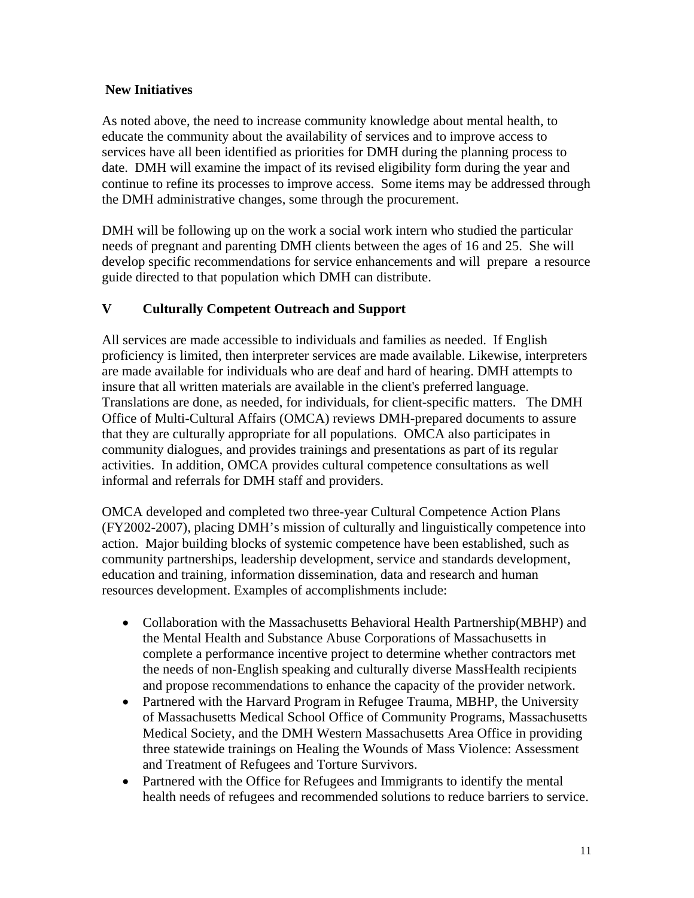## New Initiatives

As noted above, the need to increase community knowledge about mental health, to educate the community about the availability of services and to improve access to services have all been identified as priorities for DMH during the planning process to date. DMH will examine the impact of its revised eligibility form during the year and continue to refine its processes to improve access. Some items may be addressed through the DMH administrative changes, some through the procurement.

DMH will be following up on the work a social work intern who studied the particular needs of pregnant and parenting DMH clients between the ages of 16 and 25. She will develop specific recommendations for service enhancements and will prepare a resource guide directed to that population which DMH can distribute.

## V Culturally Competent Outreach and Support

All services are made accessible to individuals and families as needed. If English proficiency is limited, then interpreter services are made available. Likewise, interpreters are made available for individuals who are deaf and hard of hearing. DMH attempts to insure that all written materials are available in the client's preferred language. Translations are done, as needed, for individuals, for client-specific matters. The DMH Office of Multi-Cultural Affairs (OMCA) reviews DMH-prepared documents to assure that they are culturally appropriate for all populations. OMCA also participates in community dialogues, and provides trainings and presentations as part of its regular activities. In addition, OMCA provides cultural competence consultations as well informal and referrals for DMH staff and providers.

OMCA developed and completed two three-year Cultural Competence Action Plans (FY2002-2007), placing DMH's mission of culturally and linguistically competence into action. Major building blocks of systemic competence have been established, such as community partnerships, leadership development, service and standards development, education and training, information dissemination, data and research and human resources development. Examples of accomplishments include:

- Collaboration with the Massachusetts Behavioral Health Partnership(MBHP) and the Mental Health and Substance Abuse Corporations of Massachusetts in complete a performance incentive project to determine whether contractors met the needs of non-English speaking and culturally diverse MassHealth recipients and propose recommendations to enhance the capacity of the provider network.
- Partnered with the Harvard Program in Refugee Trauma, MBHP, the University of Massachusetts Medical School Office of Community Programs, Massachusetts Medical Society, and the DMH Western Massachusetts Area Office in providing three statewide trainings on Healing the Wounds of Mass Violence: Assessment and Treatment of Refugees and Torture Survivors.
- Partnered with the Office for Refugees and Immigrants to identify the mental health needs of refugees and recommended solutions to reduce barriers to service.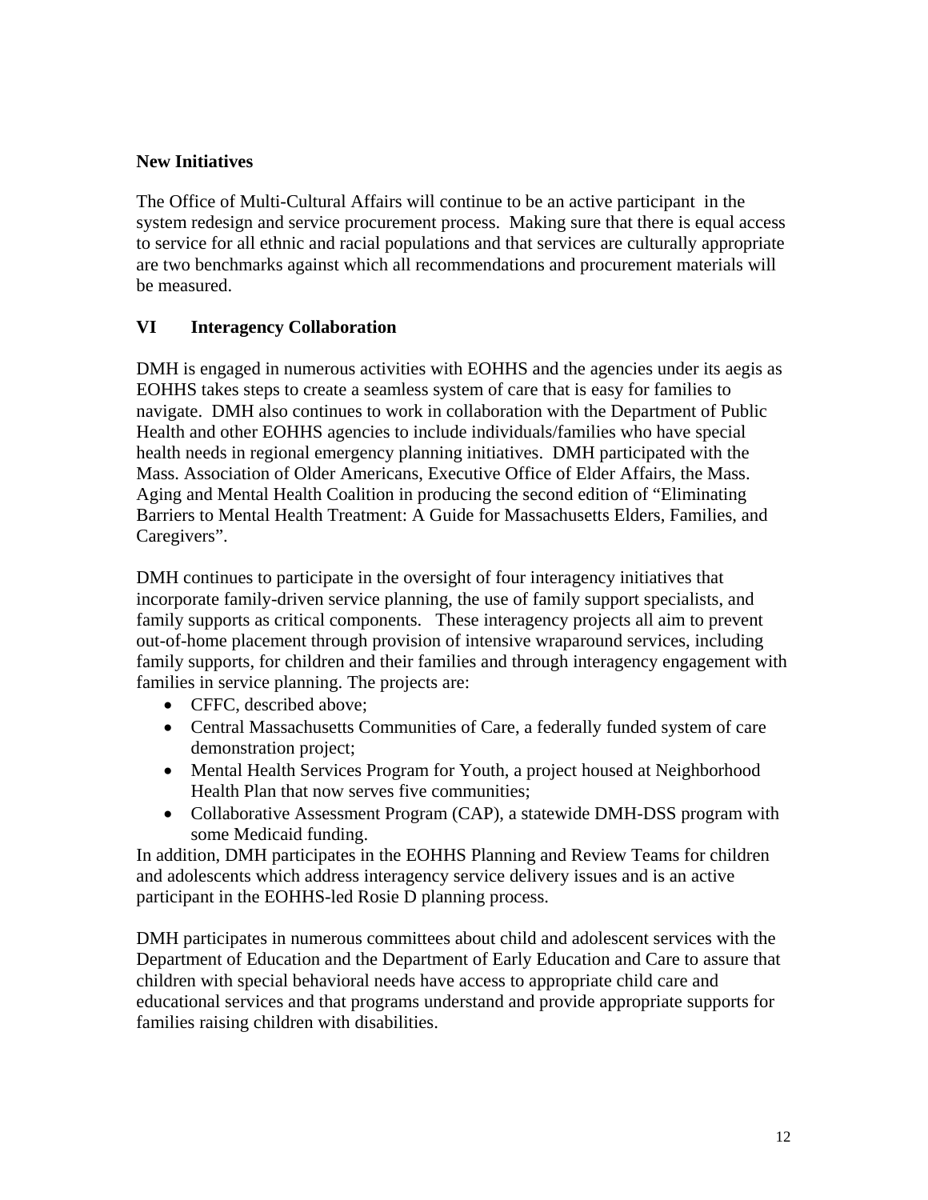**New Initiatives**

The Office of Multi-Cultural Affairs will continue to be an active participant in the system redesign and service procurement process. Making sure that there is equal access to service for all ethnic and racial populations and that services are culturally appropriate are two benchmarks against which all recommendations and procurement materials will be measured.

## VI Interagency Collaboration

DMH is engaged in numerous activities with EOHHS and the agencies under its aegis as EOHHS takes steps to create a seamless system of care that is easy for families to navigate. DMH also continues to work in collaboration with the Department of Public Health and other EOHHS agencies to include individuals/families who have special health needs in regional emergency planning initiatives. DMH participated with the Mass. Association of Older Americans, Executive Office of Elder Affairs, the Mass. Aging and Mental Health Coalition in producing the second edition of "Eliminating Barriers to Mental Health Treatment: A Guide for Massachusetts Elders, Families, and Caregivers".

DMH continues to participate in the oversight of four interagency initiatives that incorporate family-driven service planning, the use of family support specialists, and family supports as critical components. These interagency projects all aim to prevent out-of-home placement through provision of intensive wraparound services, including family supports, for children and their families and through interagency engagement with families in service planning. The projects are:

- CFFC, described above;
- Central Massachusetts Communities of Care, a federally funded system of care demonstration project;
- Mental Health Services Program for Youth, a project housed at Neighborhood Health Plan that now serves five communities;
- Collaborative Assessment Program (CAP), a statewide DMH-DSS program with some Medicaid funding.

In addition, DMH participates in the EOHHS Planning and Review Teams for children and adolescents which address interagency service delivery issues and is an active participant in the EOHHS-led Rosie D planning process.

DMH participates in numerous committees about child and adolescent services with the Department of Education and the Department of Early Education and Care to assure that children with special behavioral needs have access to appropriate child care and educational services and that programs understand and provide appropriate supports for families raising children with disabilities.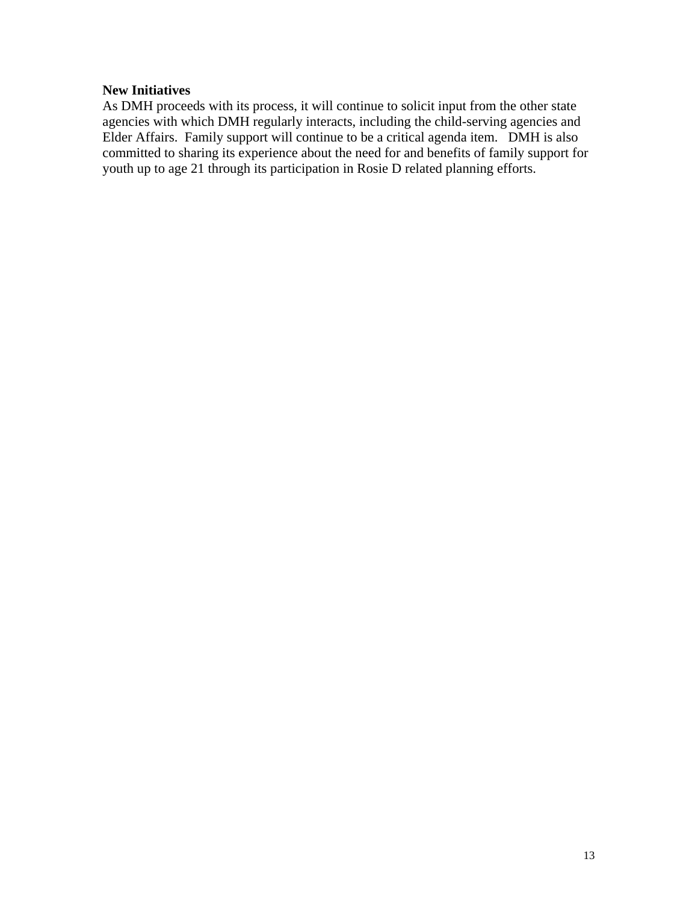**New Initiatives**

As DMH proceeds with its process, it will continue to solicit input from the other state agencies with which DMH regularly interacts, including the child-serving agencies and Elder Affairs. Family support will continue to be a critical agenda item. DMH is also committed to sharing its experience about the need for and benefits of family support for youth up to age 21 through its participation in Rosie D related planning efforts.